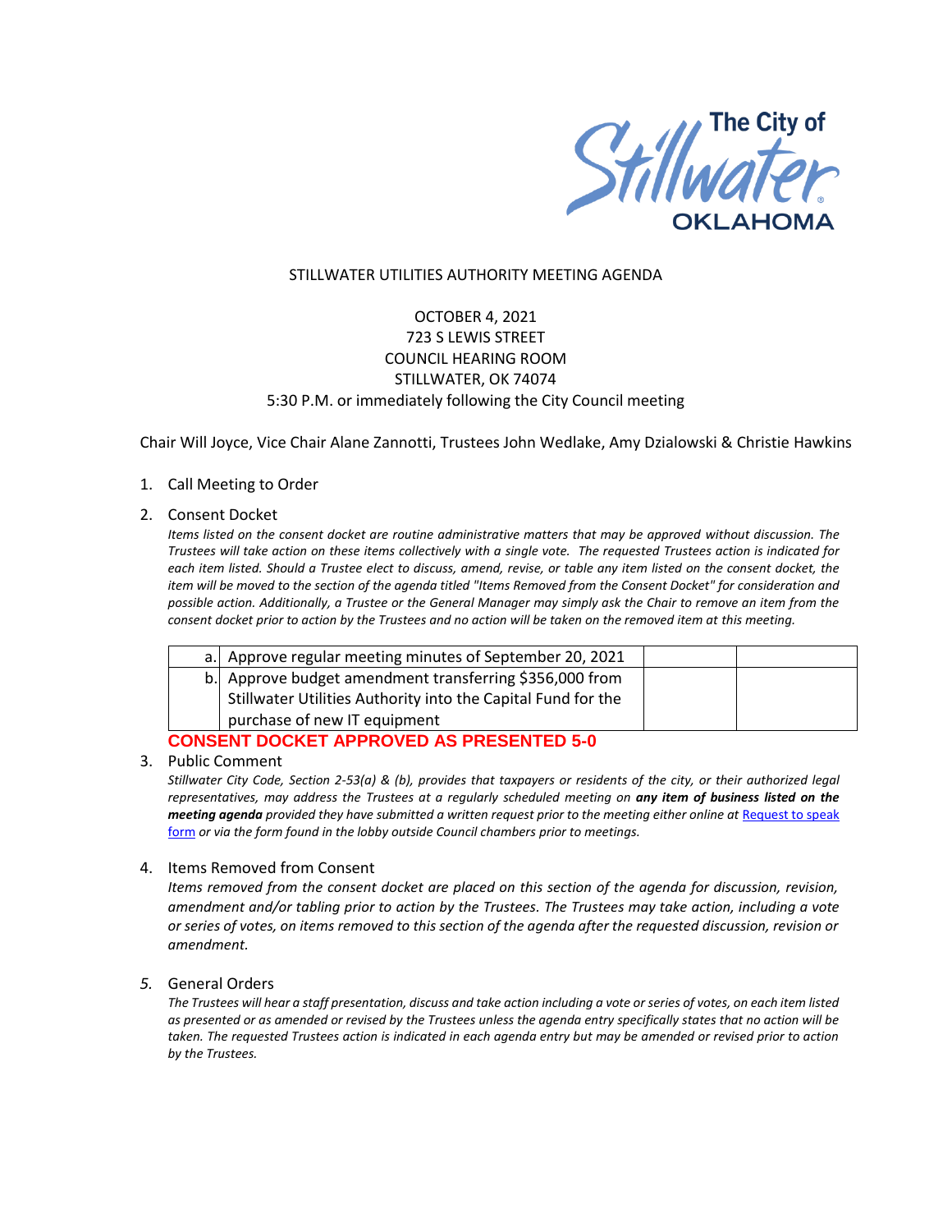The City of Stillwater OKLAHOMA

STILLWATER UTILITIES AUTHORITY MEETING AGENDA

OCTOBER 4, 2021
723 S LEWIS STREET
COUNCIL HEARING ROOM
STILLWATER, OK 74074
5:30 P.M. or immediately following the City Council meeting

Chair Will Joyce, Vice Chair Alane Zannotti, Trustees John Wedlake, Amy Dzialowski & Christie Hawkins

1. Call Meeting to Order

2. Consent Docket

   *Items listed on the consent docket are routine administrative matters that may be approved without discussion. The Trustees will take action on these items collectively with a single vote. The requested Trustees action is indicated for each item listed. Should a Trustee elect to discuss, amend, revise, or table any item listed on the consent docket, the item will be moved to the section of the agenda titled "Items Removed from the Consent Docket" for consideration and possible action. Additionally, a Trustee or the General Manager may simply ask the Chair to remove an item from the consent docket prior to action by the Trustees and no action will be taken on the removed item at this meeting.*

| | | | |
|---|---|---|---|
| a. | Approve regular meeting minutes of September 20, 2021 | | |
| b. | Approve budget amendment transferring $356,000 from Stillwater Utilities Authority into the Capital Fund for the purchase of new IT equipment | | |

**CONSENT DOCKET APPROVED AS PRESENTED 5-0**

3. Public Comment

   *Stillwater City Code, Section 2-53(a) & (b), provides that taxpayers or residents of the city, or their authorized legal representatives, may address the Trustees at a regularly scheduled meeting on **any item of business listed on the meeting agenda** provided they have submitted a written request prior to the meeting either online at [Request to speak form]() or via the form found in the lobby outside Council chambers prior to meetings.*

4. Items Removed from Consent

   *Items removed from the consent docket are placed on this section of the agenda for discussion, revision, amendment and/or tabling prior to action by the Trustees. The Trustees may take action, including a vote or series of votes, on items removed to this section of the agenda after the requested discussion, revision or amendment.*

5. General Orders

   *The Trustees will hear a staff presentation, discuss and take action including a vote or series of votes, on each item listed as presented or as amended or revised by the Trustees unless the agenda entry specifically states that no action will be taken. The requested Trustees action is indicated in each agenda entry but may be amended or revised prior to action by the Trustees.*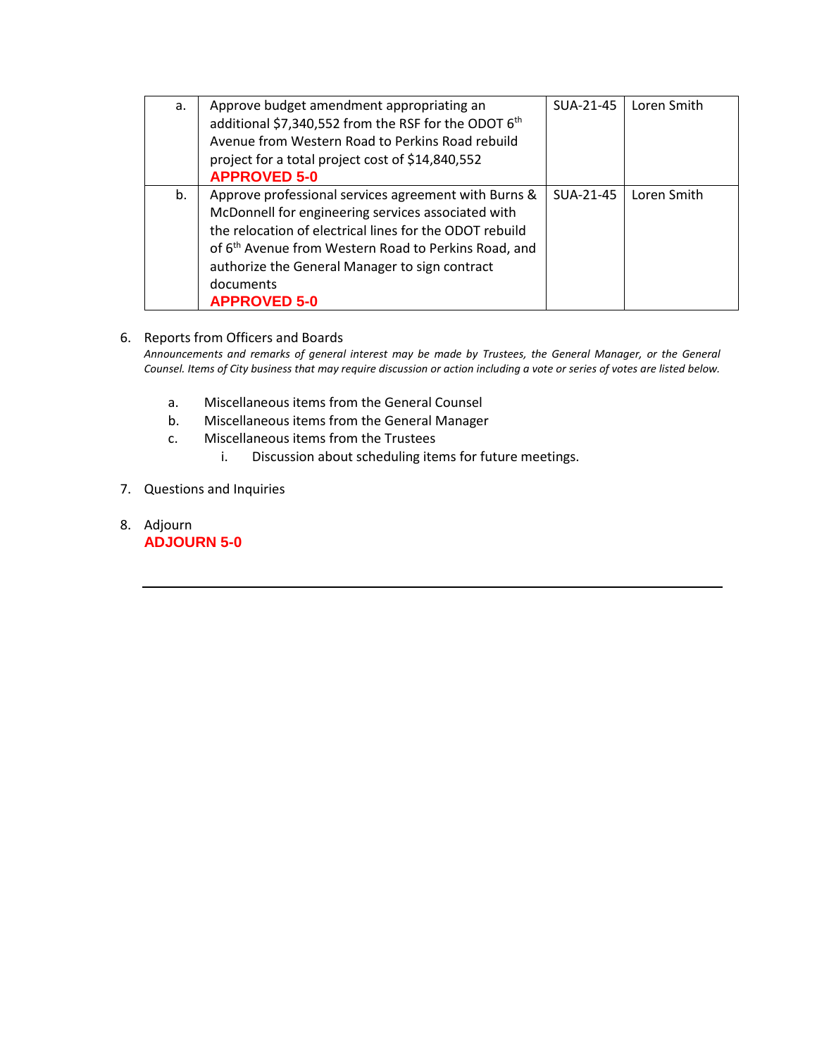| | | | |
|---|---|---|---|
| a. | Approve budget amendment appropriating an additional $7,340,552 from the RSF for the ODOT 6th Avenue from Western Road to Perkins Road rebuild project for a total project cost of $14,840,552 **APPROVED 5-0** | SUA-21-45 | Loren Smith |
| b. | Approve professional services agreement with Burns & McDonnell for engineering services associated with the relocation of electrical lines for the ODOT rebuild of 6th Avenue from Western Road to Perkins Road, and authorize the General Manager to sign contract documents **APPROVED 5-0** | SUA-21-45 | Loren Smith |

6. Reports from Officers and Boards

   *Announcements and remarks of general interest may be made by Trustees, the General Manager, or the General Counsel. Items of City business that may require discussion or action including a vote or series of votes are listed below.*

   a. Miscellaneous items from the General Counsel
   b. Miscellaneous items from the General Manager
   c. Miscellaneous items from the Trustees
      i. Discussion about scheduling items for future meetings.

7. Questions and Inquiries

8. Adjourn

   **ADJOURN 5-0**